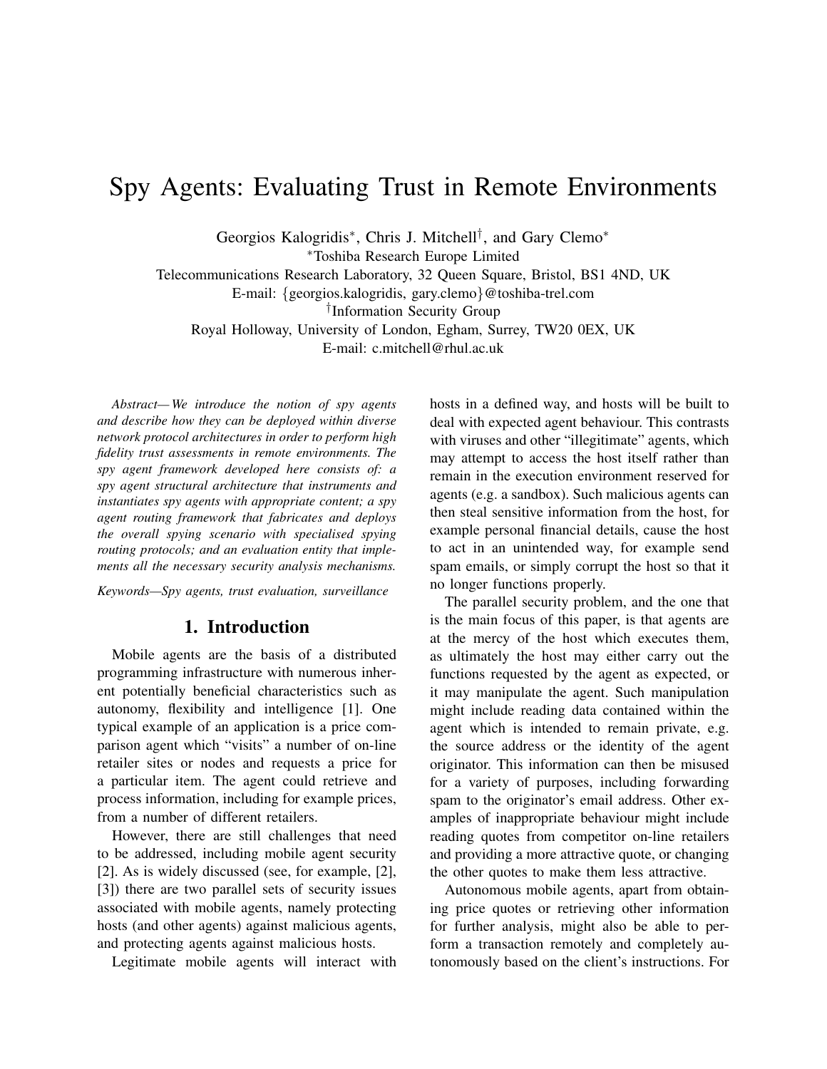# Spy Agents: Evaluating Trust in Remote Environments

Georgios Kalogridis*, Chris J. Mitchell†, and Gary Clemo*

*Toshiba Research Europe Limited
Telecommunications Research Laboratory, 32 Queen Square, Bristol, BS1 4ND, UK
E-mail: {georgios.kalogridis, gary.clemo}@toshiba-trel.com

†Information Security Group
Royal Holloway, University of London, Egham, Surrey, TW20 0EX, UK
E-mail: c.mitchell@rhul.ac.uk

*Abstract*— *We introduce the notion of spy agents and describe how they can be deployed within diverse network protocol architectures in order to perform high fidelity trust assessments in remote environments. The spy agent framework developed here consists of: a spy agent structural architecture that instruments and instantiates spy agents with appropriate content; a spy agent routing framework that fabricates and deploys the overall spying scenario with specialised spying routing protocols; and an evaluation entity that implements all the necessary security analysis mechanisms.*

*Keywords*—*Spy agents, trust evaluation, surveillance*

## 1. Introduction

Mobile agents are the basis of a distributed programming infrastructure with numerous inherent potentially beneficial characteristics such as autonomy, flexibility and intelligence [1]. One typical example of an application is a price comparison agent which "visits" a number of on-line retailer sites or nodes and requests a price for a particular item. The agent could retrieve and process information, including for example prices, from a number of different retailers.

However, there are still challenges that need to be addressed, including mobile agent security [2]. As is widely discussed (see, for example, [2], [3]) there are two parallel sets of security issues associated with mobile agents, namely protecting hosts (and other agents) against malicious agents, and protecting agents against malicious hosts.

Legitimate mobile agents will interact with hosts in a defined way, and hosts will be built to deal with expected agent behaviour. This contrasts with viruses and other "illegitimate" agents, which may attempt to access the host itself rather than remain in the execution environment reserved for agents (e.g. a sandbox). Such malicious agents can then steal sensitive information from the host, for example personal financial details, cause the host to act in an unintended way, for example send spam emails, or simply corrupt the host so that it no longer functions properly.

The parallel security problem, and the one that is the main focus of this paper, is that agents are at the mercy of the host which executes them, as ultimately the host may either carry out the functions requested by the agent as expected, or it may manipulate the agent. Such manipulation might include reading data contained within the agent which is intended to remain private, e.g. the source address or the identity of the agent originator. This information can then be misused for a variety of purposes, including forwarding spam to the originator's email address. Other examples of inappropriate behaviour might include reading quotes from competitor on-line retailers and providing a more attractive quote, or changing the other quotes to make them less attractive.

Autonomous mobile agents, apart from obtaining price quotes or retrieving other information for further analysis, might also be able to perform a transaction remotely and completely autonomously based on the client's instructions. For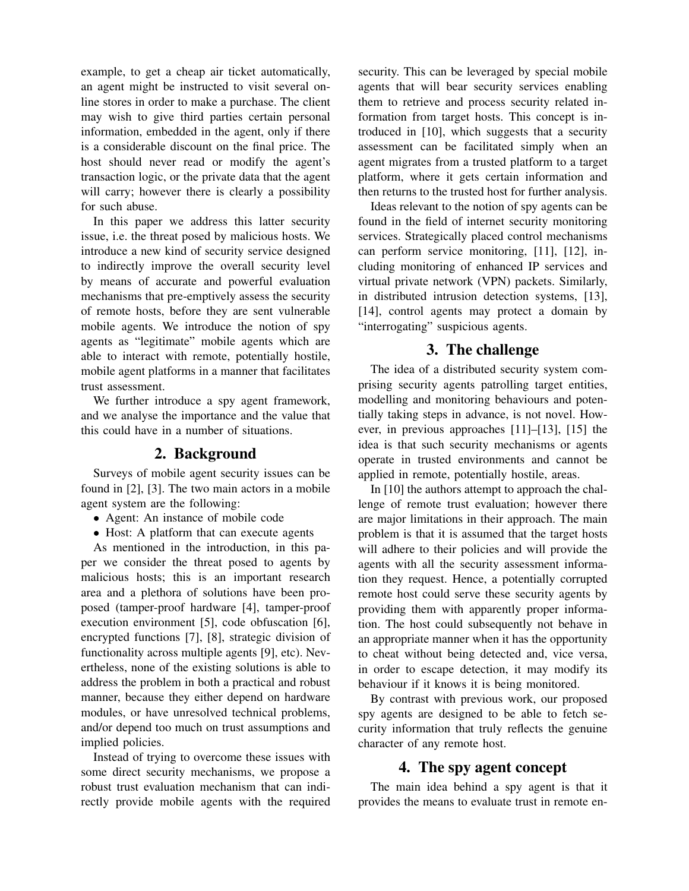example, to get a cheap air ticket automatically, an agent might be instructed to visit several online stores in order to make a purchase. The client may wish to give third parties certain personal information, embedded in the agent, only if there is a considerable discount on the final price. The host should never read or modify the agent's transaction logic, or the private data that the agent will carry; however there is clearly a possibility for such abuse.

In this paper we address this latter security issue, i.e. the threat posed by malicious hosts. We introduce a new kind of security service designed to indirectly improve the overall security level by means of accurate and powerful evaluation mechanisms that pre-emptively assess the security of remote hosts, before they are sent vulnerable mobile agents. We introduce the notion of spy agents as "legitimate" mobile agents which are able to interact with remote, potentially hostile, mobile agent platforms in a manner that facilitates trust assessment.

We further introduce a spy agent framework, and we analyse the importance and the value that this could have in a number of situations.

## 2. Background

Surveys of mobile agent security issues can be found in [2], [3]. The two main actors in a mobile agent system are the following:

- Agent: An instance of mobile code
- Host: A platform that can execute agents

As mentioned in the introduction, in this paper we consider the threat posed to agents by malicious hosts; this is an important research area and a plethora of solutions have been proposed (tamper-proof hardware [4], tamper-proof execution environment [5], code obfuscation [6], encrypted functions [7], [8], strategic division of functionality across multiple agents [9], etc). Nevertheless, none of the existing solutions is able to address the problem in both a practical and robust manner, because they either depend on hardware modules, or have unresolved technical problems, and/or depend too much on trust assumptions and implied policies.

Instead of trying to overcome these issues with some direct security mechanisms, we propose a robust trust evaluation mechanism that can indirectly provide mobile agents with the required security. This can be leveraged by special mobile agents that will bear security services enabling them to retrieve and process security related information from target hosts. This concept is introduced in [10], which suggests that a security assessment can be facilitated simply when an agent migrates from a trusted platform to a target platform, where it gets certain information and then returns to the trusted host for further analysis.

Ideas relevant to the notion of spy agents can be found in the field of internet security monitoring services. Strategically placed control mechanisms can perform service monitoring, [11], [12], including monitoring of enhanced IP services and virtual private network (VPN) packets. Similarly, in distributed intrusion detection systems, [13], [14], control agents may protect a domain by "interrogating" suspicious agents.

## 3. The challenge

The idea of a distributed security system comprising security agents patrolling target entities, modelling and monitoring behaviours and potentially taking steps in advance, is not novel. However, in previous approaches [11]–[13], [15] the idea is that such security mechanisms or agents operate in trusted environments and cannot be applied in remote, potentially hostile, areas.

In [10] the authors attempt to approach the challenge of remote trust evaluation; however there are major limitations in their approach. The main problem is that it is assumed that the target hosts will adhere to their policies and will provide the agents with all the security assessment information they request. Hence, a potentially corrupted remote host could serve these security agents by providing them with apparently proper information. The host could subsequently not behave in an appropriate manner when it has the opportunity to cheat without being detected and, vice versa, in order to escape detection, it may modify its behaviour if it knows it is being monitored.

By contrast with previous work, our proposed spy agents are designed to be able to fetch security information that truly reflects the genuine character of any remote host.

## 4. The spy agent concept

The main idea behind a spy agent is that it provides the means to evaluate trust in remote en-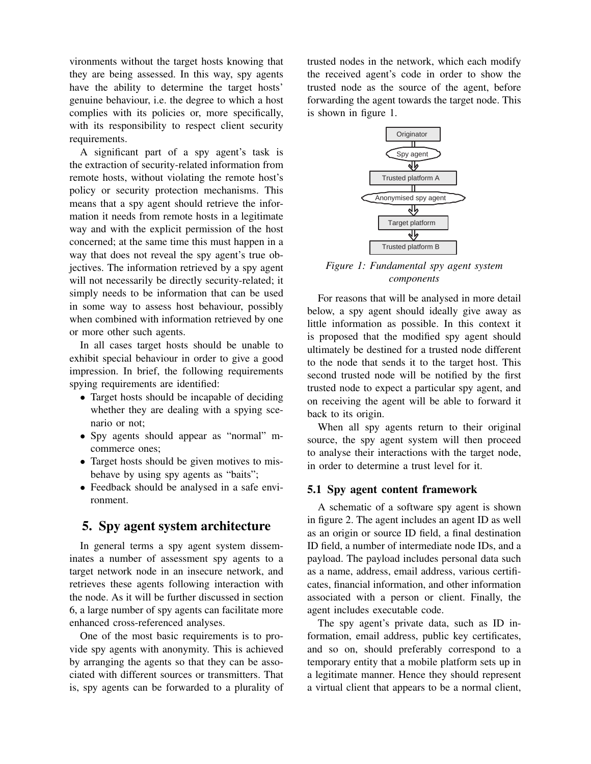vironments without the target hosts knowing that they are being assessed. In this way, spy agents have the ability to determine the target hosts' genuine behaviour, i.e. the degree to which a host complies with its policies or, more specifically, with its responsibility to respect client security requirements.

A significant part of a spy agent's task is the extraction of security-related information from remote hosts, without violating the remote host's policy or security protection mechanisms. This means that a spy agent should retrieve the information it needs from remote hosts in a legitimate way and with the explicit permission of the host concerned; at the same time this must happen in a way that does not reveal the spy agent's true objectives. The information retrieved by a spy agent will not necessarily be directly security-related; it simply needs to be information that can be used in some way to assess host behaviour, possibly when combined with information retrieved by one or more other such agents.

In all cases target hosts should be unable to exhibit special behaviour in order to give a good impression. In brief, the following requirements spying requirements are identified:

- Target hosts should be incapable of deciding whether they are dealing with a spying scenario or not;
- Spy agents should appear as "normal" m-commerce ones;
- Target hosts should be given motives to misbehave by using spy agents as "baits";
- Feedback should be analysed in a safe environment.

# 5. Spy agent system architecture

In general terms a spy agent system disseminates a number of assessment spy agents to a target network node in an insecure network, and retrieves these agents following interaction with the node. As it will be further discussed in section 6, a large number of spy agents can facilitate more enhanced cross-referenced analyses.

One of the most basic requirements is to provide spy agents with anonymity. This is achieved by arranging the agents so that they can be associated with different sources or transmitters. That is, spy agents can be forwarded to a plurality of trusted nodes in the network, which each modify the received agent's code in order to show the trusted node as the source of the agent, before forwarding the agent towards the target node. This is shown in figure 1.

*Figure 1: Fundamental spy agent system components*

For reasons that will be analysed in more detail below, a spy agent should ideally give away as little information as possible. In this context it is proposed that the modified spy agent should ultimately be destined for a trusted node different to the node that sends it to the target host. This second trusted node will be notified by the first trusted node to expect a particular spy agent, and on receiving the agent will be able to forward it back to its origin.

When all spy agents return to their original source, the spy agent system will then proceed to analyse their interactions with the target node, in order to determine a trust level for it.

## 5.1 Spy agent content framework

A schematic of a software spy agent is shown in figure 2. The agent includes an agent ID as well as an origin or source ID field, a final destination ID field, a number of intermediate node IDs, and a payload. The payload includes personal data such as a name, address, email address, various certificates, financial information, and other information associated with a person or client. Finally, the agent includes executable code.

The spy agent's private data, such as ID information, email address, public key certificates, and so on, should preferably correspond to a temporary entity that a mobile platform sets up in a legitimate manner. Hence they should represent a virtual client that appears to be a normal client,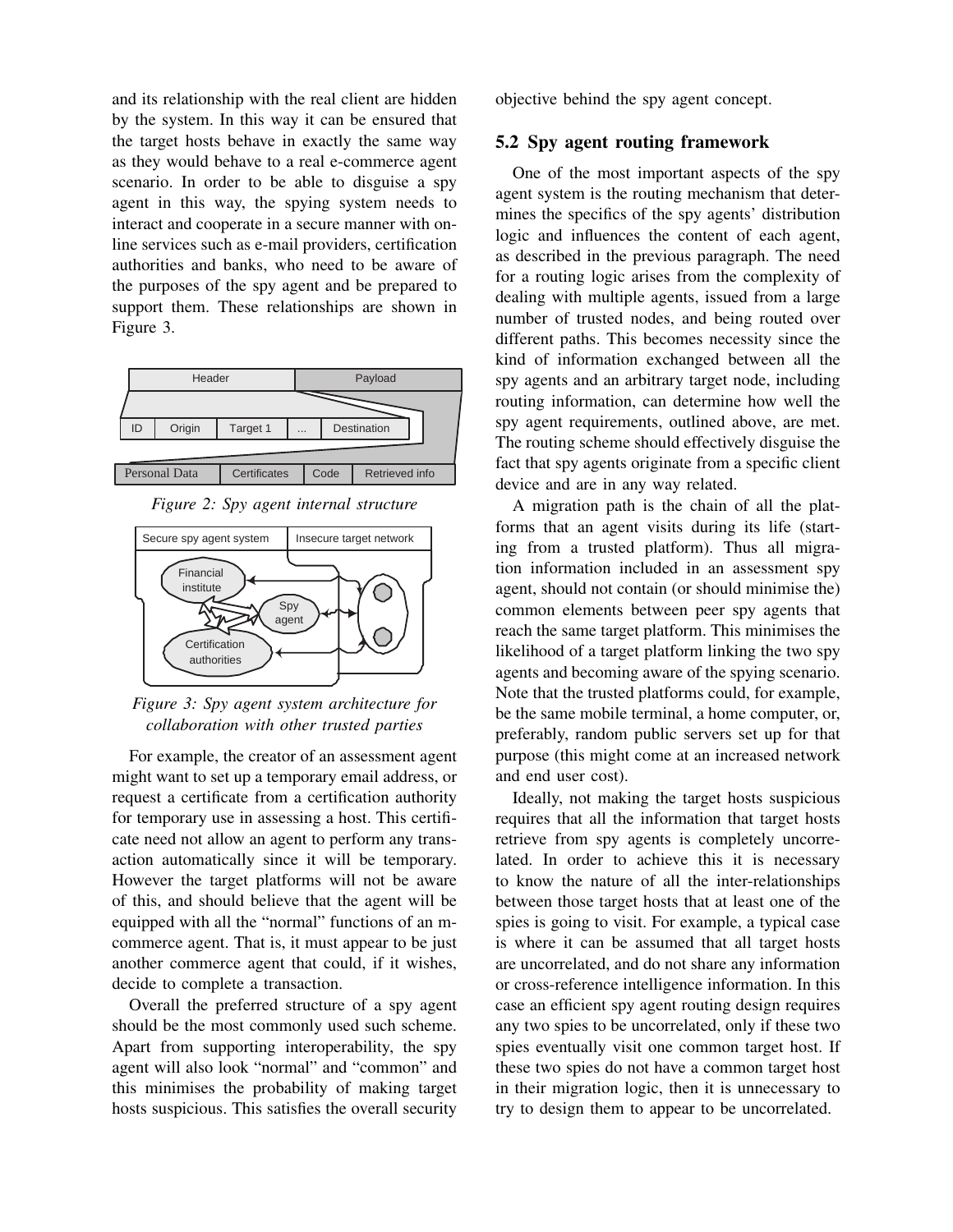and its relationship with the real client are hidden by the system. In this way it can be ensured that the target hosts behave in exactly the same way as they would behave to a real e-commerce agent scenario. In order to be able to disguise a spy agent in this way, the spying system needs to interact and cooperate in a secure manner with online services such as e-mail providers, certification authorities and banks, who need to be aware of the purposes of the spy agent and be prepared to support them. These relationships are shown in Figure 3.

*Figure 2: Spy agent internal structure*

*Figure 3: Spy agent system architecture for collaboration with other trusted parties*

For example, the creator of an assessment agent might want to set up a temporary email address, or request a certificate from a certification authority for temporary use in assessing a host. This certificate need not allow an agent to perform any transaction automatically since it will be temporary. However the target platforms will not be aware of this, and should believe that the agent will be equipped with all the "normal" functions of an m-commerce agent. That is, it must appear to be just another commerce agent that could, if it wishes, decide to complete a transaction.

Overall the preferred structure of a spy agent should be the most commonly used such scheme. Apart from supporting interoperability, the spy agent will also look "normal" and "common" and this minimises the probability of making target hosts suspicious. This satisfies the overall security objective behind the spy agent concept.

## 5.2 Spy agent routing framework

One of the most important aspects of the spy agent system is the routing mechanism that determines the specifics of the spy agents' distribution logic and influences the content of each agent, as described in the previous paragraph. The need for a routing logic arises from the complexity of dealing with multiple agents, issued from a large number of trusted nodes, and being routed over different paths. This becomes necessity since the kind of information exchanged between all the spy agents and an arbitrary target node, including routing information, can determine how well the spy agent requirements, outlined above, are met. The routing scheme should effectively disguise the fact that spy agents originate from a specific client device and are in any way related.

A migration path is the chain of all the platforms that an agent visits during its life (starting from a trusted platform). Thus all migration information included in an assessment spy agent, should not contain (or should minimise the) common elements between peer spy agents that reach the same target platform. This minimises the likelihood of a target platform linking the two spy agents and becoming aware of the spying scenario. Note that the trusted platforms could, for example, be the same mobile terminal, a home computer, or, preferably, random public servers set up for that purpose (this might come at an increased network and end user cost).

Ideally, not making the target hosts suspicious requires that all the information that target hosts retrieve from spy agents is completely uncorrelated. In order to achieve this it is necessary to know the nature of all the inter-relationships between those target hosts that at least one of the spies is going to visit. For example, a typical case is where it can be assumed that all target hosts are uncorrelated, and do not share any information or cross-reference intelligence information. In this case an efficient spy agent routing design requires any two spies to be uncorrelated, only if these two spies eventually visit one common target host. If these two spies do not have a common target host in their migration logic, then it is unnecessary to try to design them to appear to be uncorrelated.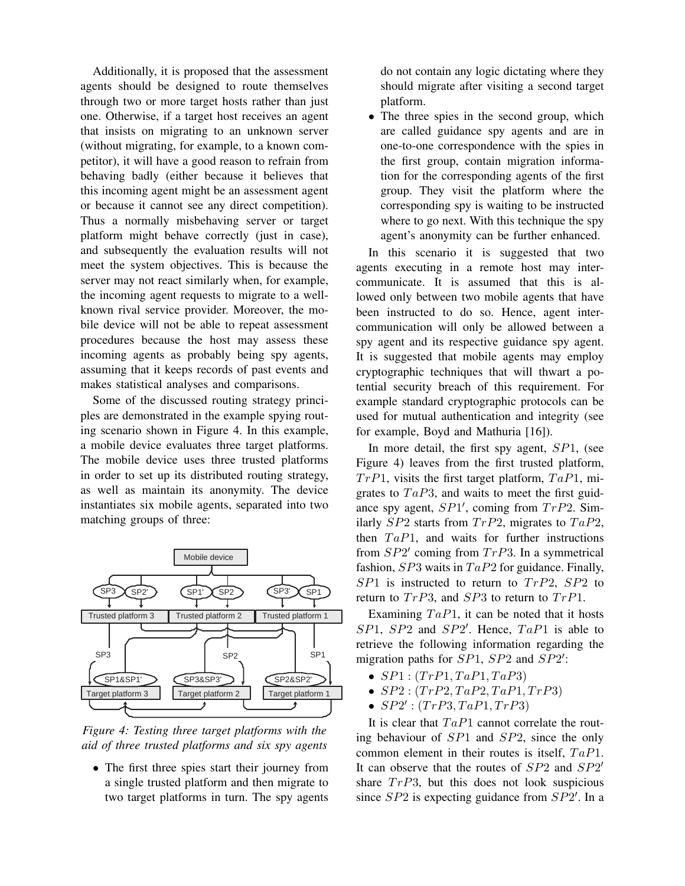Additionally, it is proposed that the assessment agents should be designed to route themselves through two or more target hosts rather than just one. Otherwise, if a target host receives an agent that insists on migrating to an unknown server (without migrating, for example, to a known competitor), it will have a good reason to refrain from behaving badly (either because it believes that this incoming agent might be an assessment agent or because it cannot see any direct competition). Thus a normally misbehaving server or target platform might behave correctly (just in case), and subsequently the evaluation results will not meet the system objectives. This is because the server may not react similarly when, for example, the incoming agent requests to migrate to a well-known rival service provider. Moreover, the mobile device will not be able to repeat assessment procedures because the host may assess these incoming agents as probably being spy agents, assuming that it keeps records of past events and makes statistical analyses and comparisons.

Some of the discussed routing strategy principles are demonstrated in the example spying routing scenario shown in Figure 4. In this example, a mobile device evaluates three target platforms. The mobile device uses three trusted platforms in order to set up its distributed routing strategy, as well as maintain its anonymity. The device instantiates six mobile agents, separated into two matching groups of three:

*Figure 4: Testing three target platforms with the aid of three trusted platforms and six spy agents*

- The first three spies start their journey from a single trusted platform and then migrate to two target platforms in turn. The spy agents do not contain any logic dictating where they should migrate after visiting a second target platform.
- The three spies in the second group, which are called guidance spy agents and are in one-to-one correspondence with the spies in the first group, contain migration information for the corresponding agents of the first group. They visit the platform where the corresponding spy is waiting to be instructed where to go next. With this technique the spy agent's anonymity can be further enhanced.

In this scenario it is suggested that two agents executing in a remote host may intercommunicate. It is assumed that this is allowed only between two mobile agents that have been instructed to do so. Hence, agent intercommunication will only be allowed between a spy agent and its respective guidance spy agent. It is suggested that mobile agents may employ cryptographic techniques that will thwart a potential security breach of this requirement. For example standard cryptographic protocols can be used for mutual authentication and integrity (see for example, Boyd and Mathuria [16]).

In more detail, the first spy agent, $SP1$, (see Figure 4) leaves from the first trusted platform, $TrP1$, visits the first target platform, $TaP1$, migrates to $TaP3$, and waits to meet the first guidance spy agent, $SP1'$, coming from $TrP2$. Similarly $SP2$ starts from $TrP2$, migrates to $TaP2$, then $TaP1$, and waits for further instructions from $SP2'$ coming from $TrP3$. In a symmetrical fashion, $SP3$ waits in $TaP2$ for guidance. Finally, $SP1$ is instructed to return to $TrP2$, $SP2$ to return to $TrP3$, and $SP3$ to return to $TrP1$.

Examining $TaP1$, it can be noted that it hosts $SP1$, $SP2$ and $SP2'$. Hence, $TaP1$ is able to retrieve the following information regarding the migration paths for $SP1$, $SP2$ and $SP2'$:

- $SP1 : (TrP1, TaP1, TaP3)$
- $SP2 : (TrP2, TaP2, TaP1, TrP3)$
- $SP2' : (TrP3, TaP1, TrP3)$

It is clear that $TaP1$ cannot correlate the routing behaviour of $SP1$ and $SP2$, since the only common element in their routes is itself, $TaP1$. It can observe that the routes of $SP2$ and $SP2'$ share $TrP3$, but this does not look suspicious since $SP2$ is expecting guidance from $SP2'$. In a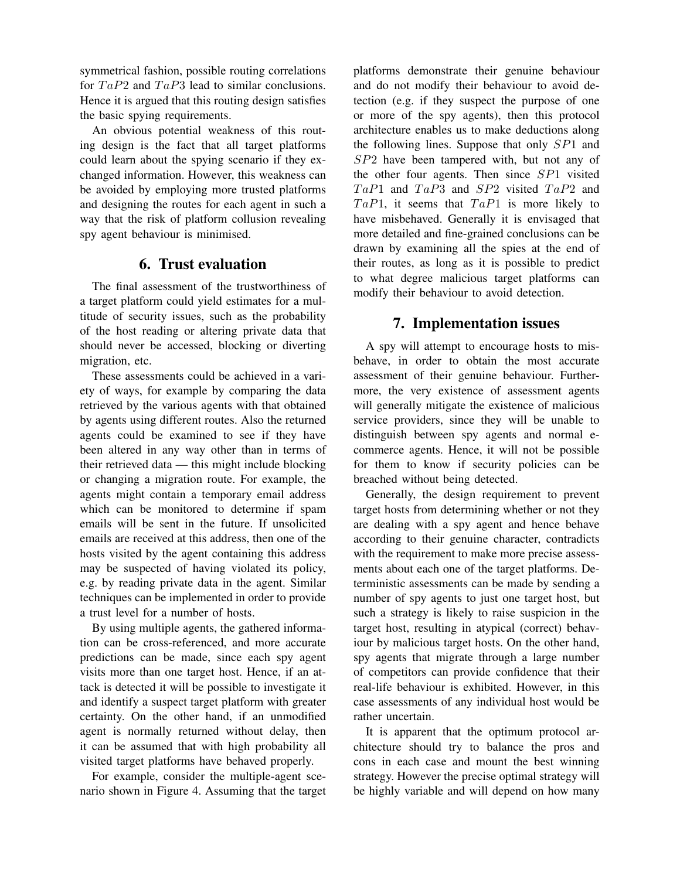symmetrical fashion, possible routing correlations for $TaP2$ and $TaP3$ lead to similar conclusions. Hence it is argued that this routing design satisfies the basic spying requirements.

An obvious potential weakness of this routing design is the fact that all target platforms could learn about the spying scenario if they exchanged information. However, this weakness can be avoided by employing more trusted platforms and designing the routes for each agent in such a way that the risk of platform collusion revealing spy agent behaviour is minimised.

## 6. Trust evaluation

The final assessment of the trustworthiness of a target platform could yield estimates for a multitude of security issues, such as the probability of the host reading or altering private data that should never be accessed, blocking or diverting migration, etc.

These assessments could be achieved in a variety of ways, for example by comparing the data retrieved by the various agents with that obtained by agents using different routes. Also the returned agents could be examined to see if they have been altered in any way other than in terms of their retrieved data — this might include blocking or changing a migration route. For example, the agents might contain a temporary email address which can be monitored to determine if spam emails will be sent in the future. If unsolicited emails are received at this address, then one of the hosts visited by the agent containing this address may be suspected of having violated its policy, e.g. by reading private data in the agent. Similar techniques can be implemented in order to provide a trust level for a number of hosts.

By using multiple agents, the gathered information can be cross-referenced, and more accurate predictions can be made, since each spy agent visits more than one target host. Hence, if an attack is detected it will be possible to investigate it and identify a suspect target platform with greater certainty. On the other hand, if an unmodified agent is normally returned without delay, then it can be assumed that with high probability all visited target platforms have behaved properly.

For example, consider the multiple-agent scenario shown in Figure 4. Assuming that the target platforms demonstrate their genuine behaviour and do not modify their behaviour to avoid detection (e.g. if they suspect the purpose of one or more of the spy agents), then this protocol architecture enables us to make deductions along the following lines. Suppose that only $SP1$ and $SP2$ have been tampered with, but not any of the other four agents. Then since $SP1$ visited $TaP1$ and $TaP3$ and $SP2$ visited $TaP2$ and $TaP1$, it seems that $TaP1$ is more likely to have misbehaved. Generally it is envisaged that more detailed and fine-grained conclusions can be drawn by examining all the spies at the end of their routes, as long as it is possible to predict to what degree malicious target platforms can modify their behaviour to avoid detection.

## 7. Implementation issues

A spy will attempt to encourage hosts to misbehave, in order to obtain the most accurate assessment of their genuine behaviour. Furthermore, the very existence of assessment agents will generally mitigate the existence of malicious service providers, since they will be unable to distinguish between spy agents and normal e-commerce agents. Hence, it will not be possible for them to know if security policies can be breached without being detected.

Generally, the design requirement to prevent target hosts from determining whether or not they are dealing with a spy agent and hence behave according to their genuine character, contradicts with the requirement to make more precise assessments about each one of the target platforms. Deterministic assessments can be made by sending a number of spy agents to just one target host, but such a strategy is likely to raise suspicion in the target host, resulting in atypical (correct) behaviour by malicious target hosts. On the other hand, spy agents that migrate through a large number of competitors can provide confidence that their real-life behaviour is exhibited. However, in this case assessments of any individual host would be rather uncertain.

It is apparent that the optimum protocol architecture should try to balance the pros and cons in each case and mount the best winning strategy. However the precise optimal strategy will be highly variable and will depend on how many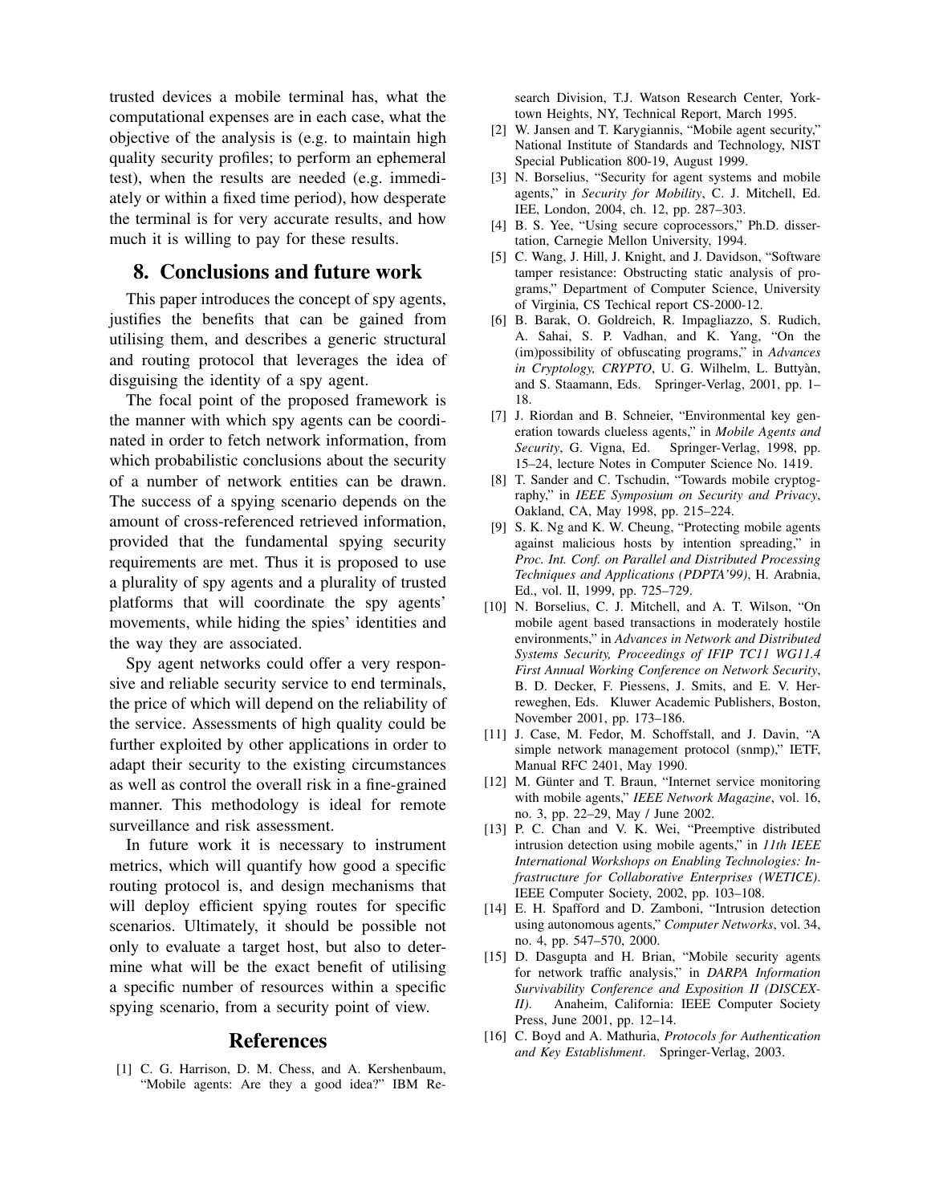trusted devices a mobile terminal has, what the computational expenses are in each case, what the objective of the analysis is (e.g. to maintain high quality security profiles; to perform an ephemeral test), when the results are needed (e.g. immediately or within a fixed time period), how desperate the terminal is for very accurate results, and how much it is willing to pay for these results.

## 8. Conclusions and future work

This paper introduces the concept of spy agents, justifies the benefits that can be gained from utilising them, and describes a generic structural and routing protocol that leverages the idea of disguising the identity of a spy agent.

The focal point of the proposed framework is the manner with which spy agents can be coordinated in order to fetch network information, from which probabilistic conclusions about the security of a number of network entities can be drawn. The success of a spying scenario depends on the amount of cross-referenced retrieved information, provided that the fundamental spying security requirements are met. Thus it is proposed to use a plurality of spy agents and a plurality of trusted platforms that will coordinate the spy agents' movements, while hiding the spies' identities and the way they are associated.

Spy agent networks could offer a very responsive and reliable security service to end terminals, the price of which will depend on the reliability of the service. Assessments of high quality could be further exploited by other applications in order to adapt their security to the existing circumstances as well as control the overall risk in a fine-grained manner. This methodology is ideal for remote surveillance and risk assessment.

In future work it is necessary to instrument metrics, which will quantify how good a specific routing protocol is, and design mechanisms that will deploy efficient spying routes for specific scenarios. Ultimately, it should be possible not only to evaluate a target host, but also to determine what will be the exact benefit of utilising a specific number of resources within a specific spying scenario, from a security point of view.

## References

[1] C. G. Harrison, D. M. Chess, and A. Kershenbaum, "Mobile agents: Are they a good idea?" IBM Research Division, T.J. Watson Research Center, Yorktown Heights, NY, Technical Report, March 1995.

[2] W. Jansen and T. Karygiannis, "Mobile agent security," National Institute of Standards and Technology, NIST Special Publication 800-19, August 1999.

[3] N. Borselius, "Security for agent systems and mobile agents," in *Security for Mobility*, C. J. Mitchell, Ed. IEE, London, 2004, ch. 12, pp. 287–303.

[4] B. S. Yee, "Using secure coprocessors," Ph.D. dissertation, Carnegie Mellon University, 1994.

[5] C. Wang, J. Hill, J. Knight, and J. Davidson, "Software tamper resistance: Obstructing static analysis of programs," Department of Computer Science, University of Virginia, CS Techical report CS-2000-12.

[6] B. Barak, O. Goldreich, R. Impagliazzo, S. Rudich, A. Sahai, S. P. Vadhan, and K. Yang, "On the (im)possibility of obfuscating programs," in *Advances in Cryptology, CRYPTO*, U. G. Wilhelm, L. Buttyàn, and S. Staamann, Eds. Springer-Verlag, 2001, pp. 1–18.

[7] J. Riordan and B. Schneier, "Environmental key generation towards clueless agents," in *Mobile Agents and Security*, G. Vigna, Ed. Springer-Verlag, 1998, pp. 15–24, lecture Notes in Computer Science No. 1419.

[8] T. Sander and C. Tschudin, "Towards mobile cryptography," in *IEEE Symposium on Security and Privacy*, Oakland, CA, May 1998, pp. 215–224.

[9] S. K. Ng and K. W. Cheung, "Protecting mobile agents against malicious hosts by intention spreading," in *Proc. Int. Conf. on Parallel and Distributed Processing Techniques and Applications (PDPTA'99)*, H. Arabnia, Ed., vol. II, 1999, pp. 725–729.

[10] N. Borselius, C. J. Mitchell, and A. T. Wilson, "On mobile agent based transactions in moderately hostile environments," in *Advances in Network and Distributed Systems Security, Proceedings of IFIP TC11 WG11.4 First Annual Working Conference on Network Security*, B. D. Decker, F. Piessens, J. Smits, and E. V. Herreweghen, Eds. Kluwer Academic Publishers, Boston, November 2001, pp. 173–186.

[11] J. Case, M. Fedor, M. Schoffstall, and J. Davin, "A simple network management protocol (snmp)," IETF, Manual RFC 2401, May 1990.

[12] M. Günter and T. Braun, "Internet service monitoring with mobile agents," *IEEE Network Magazine*, vol. 16, no. 3, pp. 22–29, May / June 2002.

[13] P. C. Chan and V. K. Wei, "Preemptive distributed intrusion detection using mobile agents," in *11th IEEE International Workshops on Enabling Technologies: Infrastructure for Collaborative Enterprises (WETICE)*. IEEE Computer Society, 2002, pp. 103–108.

[14] E. H. Spafford and D. Zamboni, "Intrusion detection using autonomous agents," *Computer Networks*, vol. 34, no. 4, pp. 547–570, 2000.

[15] D. Dasgupta and H. Brian, "Mobile security agents for network traffic analysis," in *DARPA Information Survivability Conference and Exposition II (DISCEX-II)*. Anaheim, California: IEEE Computer Society Press, June 2001, pp. 12–14.

[16] C. Boyd and A. Mathuria, *Protocols for Authentication and Key Establishment*. Springer-Verlag, 2003.